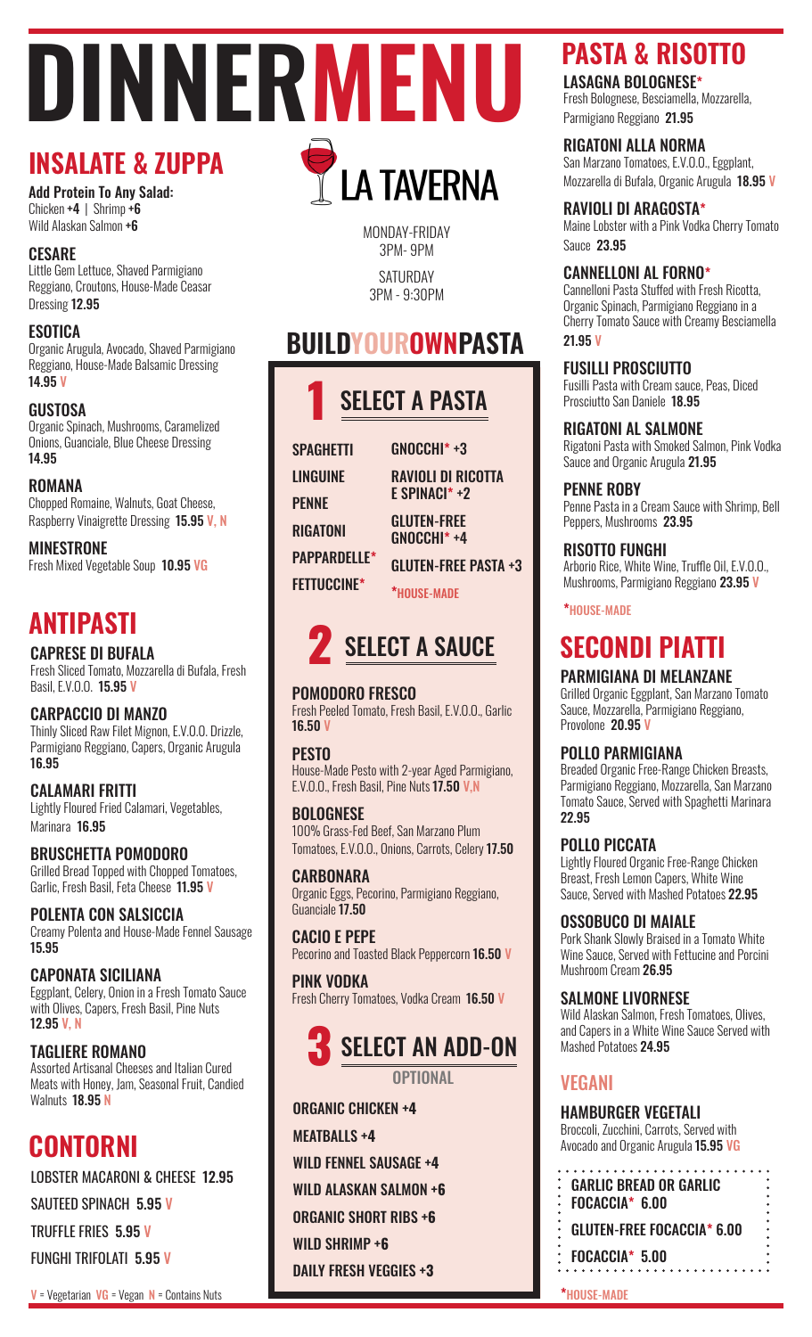# DINNER MENU

## LA TAVERNA

MONDAY-FRIDAY
3PM- 9PM

SATURDAY
3PM - 9:30PM

## INSALATE & ZUPPA

**Add Protein To Any Salad:**
Chicken +4 | Shrimp +6
Wild Alaskan Salmon +6

**CESARE**
Little Gem Lettuce, Shaved Parmigiano Reggiano, Croutons, House-Made Ceasar Dressing **12.95**

**ESOTICA**
Organic Arugula, Avocado, Shaved Parmigiano Reggiano, House-Made Balsamic Dressing **14.95** V

**GUSTOSA**
Organic Spinach, Mushrooms, Caramelized Onions, Guanciale, Blue Cheese Dressing **14.95**

**ROMANA**
Chopped Romaine, Walnuts, Goat Cheese, Raspberry Vinaigrette Dressing **15.95** V, N

**MINESTRONE**
Fresh Mixed Vegetable Soup **10.95** VG

## ANTIPASTI

**CAPRESE DI BUFALA**
Fresh Sliced Tomato, Mozzarella di Bufala, Fresh Basil, E.V.O.O. **15.95** V

**CARPACCIO DI MANZO**
Thinly Sliced Raw Filet Mignon, E.V.O.O. Drizzle, Parmigiano Reggiano, Capers, Organic Arugula **16.95**

**CALAMARI FRITTI**
Lightly Floured Fried Calamari, Vegetables, Marinara **16.95**

**BRUSCHETTA POMODORO**
Grilled Bread Topped with Chopped Tomatoes, Garlic, Fresh Basil, Feta Cheese **11.95** V

**POLENTA CON SALSICCIA**
Creamy Polenta and House-Made Fennel Sausage **15.95**

**CAPONATA SICILIANA**
Eggplant, Celery, Onion in a Fresh Tomato Sauce with Olives, Capers, Fresh Basil, Pine Nuts **12.95** V, N

**TAGLIERE ROMANO**
Assorted Artisanal Cheeses and Italian Cured Meats with Honey, Jam, Seasonal Fruit, Candied Walnuts **18.95** N

## CONTORNI

LOBSTER MACARONI & CHEESE **12.95**

SAUTEED SPINACH **5.95** V

TRUFFLE FRIES **5.95** V

FUNGHI TRIFOLATI **5.95** V

V = Vegetarian VG = Vegan N = Contains Nuts

## BUILD YOUR OWN PASTA

### 1 SELECT A PASTA

- SPAGHETTI
- LINGUINE
- PENNE
- RIGATONI
- PAPPARDELLE*
- FETTUCCINE*
- GNOCCHI* +3
- RAVIOLI DI RICOTTA E SPINACI* +2
- GLUTEN-FREE GNOCCHI* +4
- GLUTEN-FREE PASTA +3

*HOUSE-MADE

### 2 SELECT A SAUCE

**POMODORO FRESCO**
Fresh Peeled Tomato, Fresh Basil, E.V.O.O., Garlic **16.50** V

**PESTO**
House-Made Pesto with 2-year Aged Parmigiano, E.V.O.O., Fresh Basil, Pine Nuts **17.50** V,N

**BOLOGNESE**
100% Grass-Fed Beef, San Marzano Plum Tomatoes, E.V.O.O., Onions, Carrots, Celery **17.50**

**CARBONARA**
Organic Eggs, Pecorino, Parmigiano Reggiano, Guanciale **17.50**

**CACIO E PEPE**
Pecorino and Toasted Black Peppercorn **16.50** V

**PINK VODKA**
Fresh Cherry Tomatoes, Vodka Cream **16.50** V

### 3 SELECT AN ADD-ON

OPTIONAL

- ORGANIC CHICKEN +4
- MEATBALLS +4
- WILD FENNEL SAUSAGE +4
- WILD ALASKAN SALMON +6
- ORGANIC SHORT RIBS +6
- WILD SHRIMP +6
- DAILY FRESH VEGGIES +3

## PASTA & RISOTTO

**LASAGNA BOLOGNESE***
Fresh Bolognese, Besciamella, Mozzarella, Parmigiano Reggiano **21.95**

**RIGATONI ALLA NORMA**
San Marzano Tomatoes, E.V.O.O., Eggplant, Mozzarella di Bufala, Organic Arugula **18.95** V

**RAVIOLI DI ARAGOSTA***
Maine Lobster with a Pink Vodka Cherry Tomato Sauce **23.95**

**CANNELLONI AL FORNO***
Cannelloni Pasta Stuffed with Fresh Ricotta, Organic Spinach, Parmigiano Reggiano in a Cherry Tomato Sauce with Creamy Besciamella **21.95** V

**FUSILLI PROSCIUTTO**
Fusilli Pasta with Cream sauce, Peas, Diced Prosciutto San Daniele **18.95**

**RIGATONI AL SALMONE**
Rigatoni Pasta with Smoked Salmon, Pink Vodka Sauce and Organic Arugula **21.95**

**PENNE ROBY**
Penne Pasta in a Cream Sauce with Shrimp, Bell Peppers, Mushrooms **23.95**

**RISOTTO FUNGHI**
Arborio Rice, White Wine, Truffle Oil, E.V.O.O., Mushrooms, Parmigiano Reggiano **23.95** V

*HOUSE-MADE

## SECONDI PIATTI

**PARMIGIANA DI MELANZANE**
Grilled Organic Eggplant, San Marzano Tomato Sauce, Mozzarella, Parmigiano Reggiano, Provolone **20.95** V

**POLLO PARMIGIANA**
Breaded Organic Free-Range Chicken Breasts, Parmigiano Reggiano, Mozzarella, San Marzano Tomato Sauce, Served with Spaghetti Marinara **22.95**

**POLLO PICCATA**
Lightly Floured Organic Free-Range Chicken Breast, Fresh Lemon Capers, White Wine Sauce, Served with Mashed Potatoes **22.95**

**OSSOBUCO DI MAIALE**
Pork Shank Slowly Braised in a Tomato White Wine Sauce, Served with Fettucine and Porcini Mushroom Cream **26.95**

**SALMONE LIVORNESE**
Wild Alaskan Salmon, Fresh Tomatoes, Olives, and Capers in a White Wine Sauce Served with Mashed Potatoes **24.95**

### VEGANI

**HAMBURGER VEGETALI**
Broccoli, Zucchini, Carrots, Served with Avocado and Organic Arugula **15.95** VG

**GARLIC BREAD OR GARLIC FOCACCIA* 6.00**

**GLUTEN-FREE FOCACCIA* 6.00**

**FOCACCIA* 5.00**

*HOUSE-MADE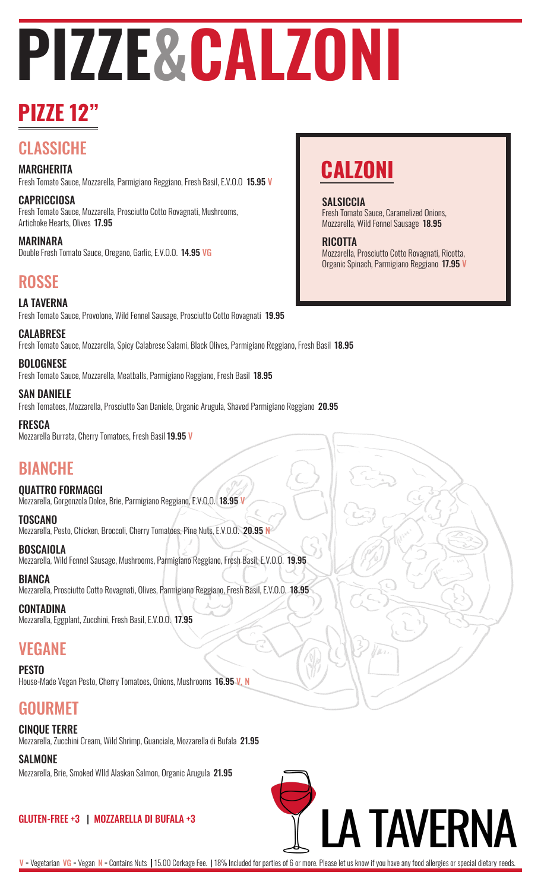# PIZZE&CALZONI

## PIZZE 12"

### CLASSICHE

**MARGHERITA**
Fresh Tomato Sauce, Mozzarella, Parmigiano Reggiano, Fresh Basil, E.V.O.O **15.95** V

**CAPRICCIOSA**
Fresh Tomato Sauce, Mozzarella, Prosciutto Cotto Rovagnati, Mushrooms, Artichoke Hearts, Olives **17.95**

**MARINARA**
Double Fresh Tomato Sauce, Oregano, Garlic, E.V.O.O. **14.95** VG

### ROSSE

**LA TAVERNA**
Fresh Tomato Sauce, Provolone, Wild Fennel Sausage, Prosciutto Cotto Rovagnati **19.95**

**CALABRESE**
Fresh Tomato Sauce, Mozzarella, Spicy Calabrese Salami, Black Olives, Parmigiano Reggiano, Fresh Basil **18.95**

**BOLOGNESE**
Fresh Tomato Sauce, Mozzarella, Meatballs, Parmigiano Reggiano, Fresh Basil **18.95**

**SAN DANIELE**
Fresh Tomatoes, Mozzarella, Prosciutto San Daniele, Organic Arugula, Shaved Parmigiano Reggiano **20.95**

**FRESCA**
Mozzarella Burrata, Cherry Tomatoes, Fresh Basil **19.95** V

### BIANCHE

**QUATTRO FORMAGGI**
Mozzarella, Gorgonzola Dolce, Brie, Parmigiano Reggiano, E.V.O.O. **18.95** V

**TOSCANO**
Mozzarella, Pesto, Chicken, Broccoli, Cherry Tomatoes, Pine Nuts, E.V.O.O. **20.95** N

**BOSCAIOLA**
Mozzarella, Wild Fennel Sausage, Mushrooms, Parmigiano Reggiano, Fresh Basil, E.V.O.O. **19.95**

**BIANCA**
Mozzarella, Prosciutto Cotto Rovagnati, Olives, Parmigiano Reggiano, Fresh Basil, E.V.O.O. **18.95**

**CONTADINA**
Mozzarella, Eggplant, Zucchini, Fresh Basil, E.V.O.O. **17.95**

### VEGANE

**PESTO**
House-Made Vegan Pesto, Cherry Tomatoes, Onions, Mushrooms **16.95** V, N

### GOURMET

**CINQUE TERRE**
Mozzarella, Zucchini Cream, Wild Shrimp, Guanciale, Mozzarella di Bufala **21.95**

**SALMONE**
Mozzarella, Brie, Smoked WIld Alaskan Salmon, Organic Arugula **21.95**

GLUTEN-FREE +3 | MOZZARELLA DI BUFALA +3

## CALZONI

**SALSICCIA**
Fresh Tomato Sauce, Caramelized Onions, Mozzarella, Wild Fennel Sausage **18.95**

**RICOTTA**
Mozzarella, Prosciutto Cotto Rovagnati, Ricotta, Organic Spinach, Parmigiano Reggiano **17.95** V

LA TAVERNA

V = Vegetarian VG = Vegan N = Contains Nuts | 15.00 Corkage Fee. | 18% Included for parties of 6 or more. Please let us know if you have any food allergies or special dietary needs.